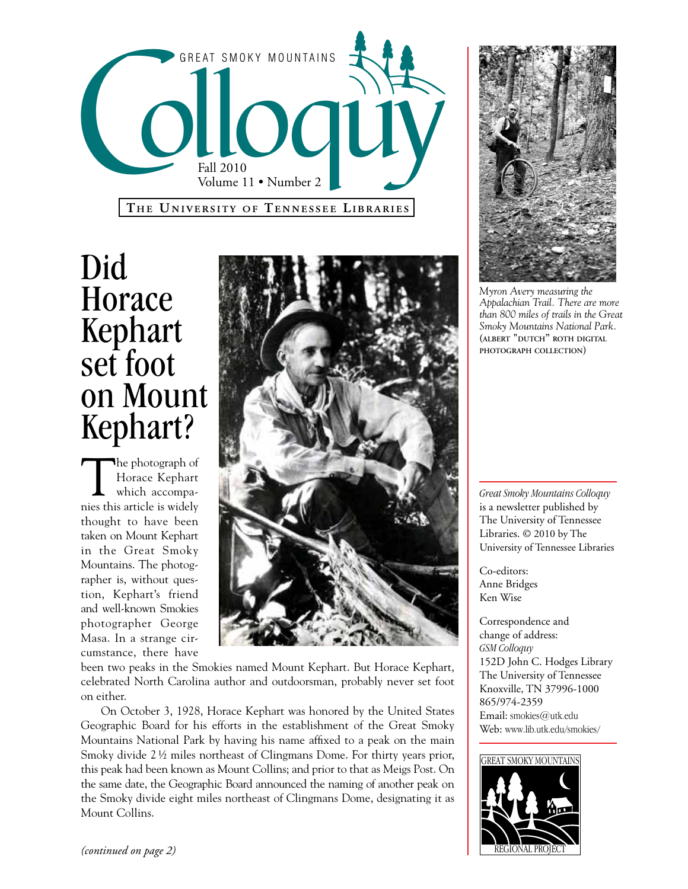# Great Smoky Mountains Colloquy

Fall 2010
Volume 11 • Number 2

**The University of Tennessee Libraries**

## Did Horace Kephart set foot on Mount Kephart?

The photograph of Horace Kephart which accompanies this article is widely thought to have been taken on Mount Kephart in the Great Smoky Mountains. The photographer is, without question, Kephart's friend and well-known Smokies photographer George Masa. In a strange circumstance, there have been two peaks in the Smokies named Mount Kephart. But Horace Kephart, celebrated North Carolina author and outdoorsman, probably never set foot on either.

On October 3, 1928, Horace Kephart was honored by the United States Geographic Board for his efforts in the establishment of the Great Smoky Mountains National Park by having his name affixed to a peak on the main Smoky divide 2½ miles northeast of Clingmans Dome. For thirty years prior, this peak had been known as Mount Collins; and prior to that as Meigs Post. On the same date, the Geographic Board announced the naming of another peak on the Smoky divide eight miles northeast of Clingmans Dome, designating it as Mount Collins.

*(continued on page 2)*

*Myron Avery measuring the Appalachian Trail. There are more than 800 miles of trails in the Great Smoky Mountains National Park.* (Albert "Dutch" Roth Digital Photograph Collection)

*Great Smoky Mountains Colloquy* is a newsletter published by The University of Tennessee Libraries. © 2010 by The University of Tennessee Libraries

Co-editors:
Anne Bridges
Ken Wise

Correspondence and change of address:
*GSM Colloquy*
152D John C. Hodges Library
The University of Tennessee
Knoxville, TN 37996-1000
865/974-2359
Email: smokies@utk.edu
Web: www.lib.utk.edu/smokies/

Great Smoky Mountains Regional Project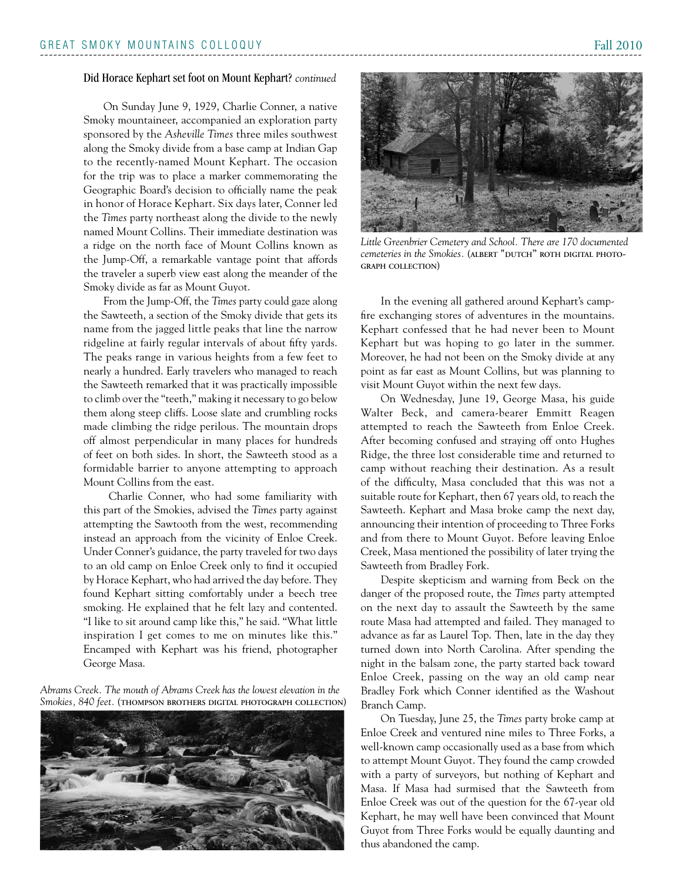## Did Horace Kephart set foot on Mount Kephart? *continued*

On Sunday June 9, 1929, Charlie Conner, a native Smoky mountaineer, accompanied an exploration party sponsored by the *Asheville Times* three miles southwest along the Smoky divide from a base camp at Indian Gap to the recently-named Mount Kephart. The occasion for the trip was to place a marker commemorating the Geographic Board's decision to officially name the peak in honor of Horace Kephart. Six days later, Conner led the *Times* party northeast along the divide to the newly named Mount Collins. Their immediate destination was a ridge on the north face of Mount Collins known as the Jump-Off, a remarkable vantage point that affords the traveler a superb view east along the meander of the Smoky divide as far as Mount Guyot.

From the Jump-Off, the *Times* party could gaze along the Sawteeth, a section of the Smoky divide that gets its name from the jagged little peaks that line the narrow ridgeline at fairly regular intervals of about fifty yards. The peaks range in various heights from a few feet to nearly a hundred. Early travelers who managed to reach the Sawteeth remarked that it was practically impossible to climb over the "teeth," making it necessary to go below them along steep cliffs. Loose slate and crumbling rocks made climbing the ridge perilous. The mountain drops off almost perpendicular in many places for hundreds of feet on both sides. In short, the Sawteeth stood as a formidable barrier to anyone attempting to approach Mount Collins from the east.

Charlie Conner, who had some familiarity with this part of the Smokies, advised the *Times* party against attempting the Sawtooth from the west, recommending instead an approach from the vicinity of Enloe Creek. Under Conner's guidance, the party traveled for two days to an old camp on Enloe Creek only to find it occupied by Horace Kephart, who had arrived the day before. They found Kephart sitting comfortably under a beech tree smoking. He explained that he felt lazy and contented. "I like to sit around camp like this," he said. "What little inspiration I get comes to me on minutes like this." Encamped with Kephart was his friend, photographer George Masa.

*Abrams Creek. The mouth of Abrams Creek has the lowest elevation in the Smokies, 840 feet.* (THOMPSON BROTHERS DIGITAL PHOTOGRAPH COLLECTION)

*Little Greenbrier Cemetery and School. There are 170 documented cemeteries in the Smokies.* (ALBERT "DUTCH" ROTH DIGITAL PHOTOGRAPH COLLECTION)

In the evening all gathered around Kephart's campfire exchanging stores of adventures in the mountains. Kephart confessed that he had never been to Mount Kephart but was hoping to go later in the summer. Moreover, he had not been on the Smoky divide at any point as far east as Mount Collins, but was planning to visit Mount Guyot within the next few days.

On Wednesday, June 19, George Masa, his guide Walter Beck, and camera-bearer Emmitt Reagen attempted to reach the Sawteeth from Enloe Creek. After becoming confused and straying off onto Hughes Ridge, the three lost considerable time and returned to camp without reaching their destination. As a result of the difficulty, Masa concluded that this was not a suitable route for Kephart, then 67 years old, to reach the Sawteeth. Kephart and Masa broke camp the next day, announcing their intention of proceeding to Three Forks and from there to Mount Guyot. Before leaving Enloe Creek, Masa mentioned the possibility of later trying the Sawteeth from Bradley Fork.

Despite skepticism and warning from Beck on the danger of the proposed route, the *Times* party attempted on the next day to assault the Sawteeth by the same route Masa had attempted and failed. They managed to advance as far as Laurel Top. Then, late in the day they turned down into North Carolina. After spending the night in the balsam zone, the party started back toward Enloe Creek, passing on the way an old camp near Bradley Fork which Conner identified as the Washout Branch Camp.

On Tuesday, June 25, the *Times* party broke camp at Enloe Creek and ventured nine miles to Three Forks, a well-known camp occasionally used as a base from which to attempt Mount Guyot. They found the camp crowded with a party of surveyors, but nothing of Kephart and Masa. If Masa had surmised that the Sawteeth from Enloe Creek was out of the question for the 67-year old Kephart, he may well have been convinced that Mount Guyot from Three Forks would be equally daunting and thus abandoned the camp.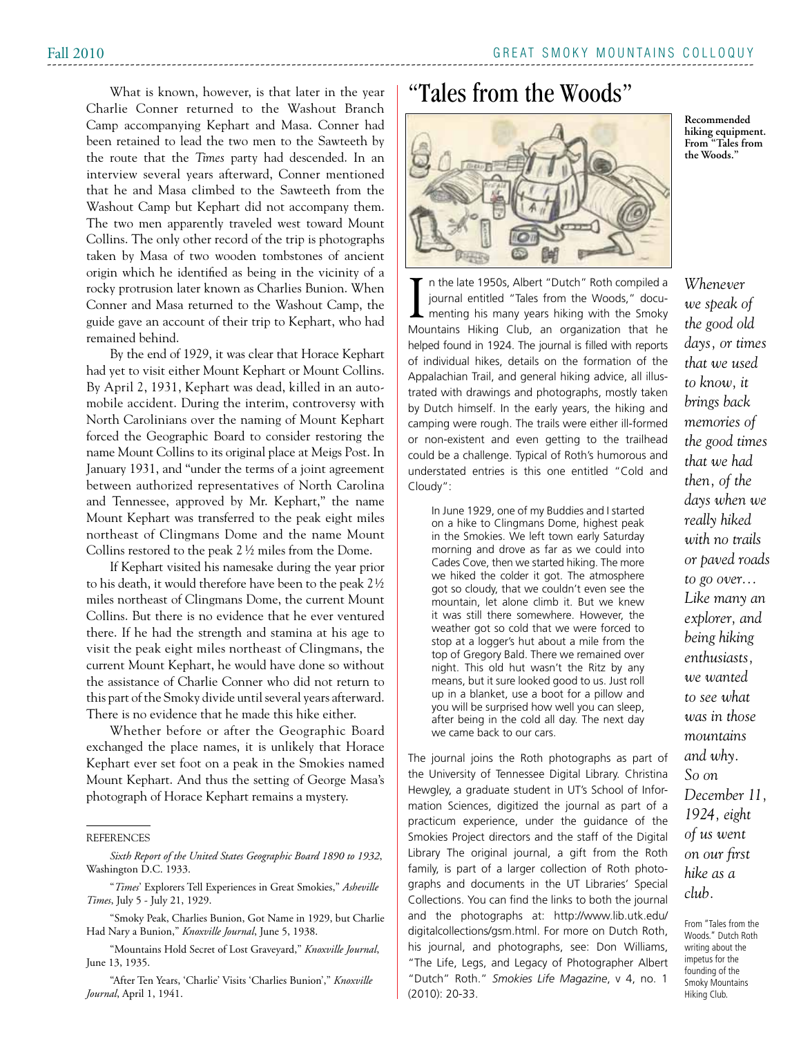What is known, however, is that later in the year Charlie Conner returned to the Washout Branch Camp accompanying Kephart and Masa. Conner had been retained to lead the two men to the Sawteeth by the route that the *Times* party had descended. In an interview several years afterward, Conner mentioned that he and Masa climbed to the Sawteeth from the Washout Camp but Kephart did not accompany them. The two men apparently traveled west toward Mount Collins. The only other record of the trip is photographs taken by Masa of two wooden tombstones of ancient origin which he identified as being in the vicinity of a rocky protrusion later known as Charlies Bunion. When Conner and Masa returned to the Washout Camp, the guide gave an account of their trip to Kephart, who had remained behind.

By the end of 1929, it was clear that Horace Kephart had yet to visit either Mount Kephart or Mount Collins. By April 2, 1931, Kephart was dead, killed in an automobile accident. During the interim, controversy with North Carolinians over the naming of Mount Kephart forced the Geographic Board to consider restoring the name Mount Collins to its original place at Meigs Post. In January 1931, and "under the terms of a joint agreement between authorized representatives of North Carolina and Tennessee, approved by Mr. Kephart," the name Mount Kephart was transferred to the peak eight miles northeast of Clingmans Dome and the name Mount Collins restored to the peak 2 ½ miles from the Dome.

If Kephart visited his namesake during the year prior to his death, it would therefore have been to the peak 2 ½ miles northeast of Clingmans Dome, the current Mount Collins. But there is no evidence that he ever ventured there. If he had the strength and stamina at his age to visit the peak eight miles northeast of Clingmans, the current Mount Kephart, he would have done so without the assistance of Charlie Conner who did not return to this part of the Smoky divide until several years afterward. There is no evidence that he made this hike either.

Whether before or after the Geographic Board exchanged the place names, it is unlikely that Horace Kephart ever set foot on a peak in the Smokies named Mount Kephart. And thus the setting of George Masa's photograph of Horace Kephart remains a mystery.

REFERENCES

*Sixth Report of the United States Geographic Board 1890 to 1932*, Washington D.C. 1933.

"*Times*' Explorers Tell Experiences in Great Smokies," *Asheville Times*, July 5 - July 21, 1929.

"Smoky Peak, Charlies Bunion, Got Name in 1929, but Charlie Had Nary a Bunion," *Knoxville Journal*, June 5, 1938.

"Mountains Hold Secret of Lost Graveyard," *Knoxville Journal*, June 13, 1935.

"After Ten Years, 'Charlie' Visits 'Charlies Bunion'," *Knoxville Journal*, April 1, 1941.

# "Tales from the Woods"

**Recommended hiking equipment. From "Tales from the Woods."**

In the late 1950s, Albert "Dutch" Roth compiled a journal entitled "Tales from the Woods," documenting his many years hiking with the Smoky Mountains Hiking Club, an organization that he helped found in 1924. The journal is filled with reports of individual hikes, details on the formation of the Appalachian Trail, and general hiking advice, all illustrated with drawings and photographs, mostly taken by Dutch himself. In the early years, the hiking and camping were rough. The trails were either ill-formed or non-existent and even getting to the trailhead could be a challenge. Typical of Roth's humorous and understated entries is this one entitled "Cold and Cloudy":

> In June 1929, one of my Buddies and I started on a hike to Clingmans Dome, highest peak in the Smokies. We left town early Saturday morning and drove as far as we could into Cades Cove, then we started hiking. The more we hiked the colder it got. The atmosphere got so cloudy, that we couldn't even see the mountain, let alone climb it. But we knew it was still there somewhere. However, the weather got so cold that we were forced to stop at a logger's hut about a mile from the top of Gregory Bald. There we remained over night. This old hut wasn't the Ritz by any means, but it sure looked good to us. Just roll up in a blanket, use a boot for a pillow and you will be surprised how well you can sleep, after being in the cold all day. The next day we came back to our cars.

The journal joins the Roth photographs as part of the University of Tennessee Digital Library. Christina Hewgley, a graduate student in UT's School of Information Sciences, digitized the journal as part of a practicum experience, under the guidance of the Smokies Project directors and the staff of the Digital Library The original journal, a gift from the Roth family, is part of a larger collection of Roth photographs and documents in the UT Libraries' Special Collections. You can find the links to both the journal and the photographs at: http://www.lib.utk.edu/digitalcollections/gsm.html. For more on Dutch Roth, his journal, and photographs, see: Don Williams, "The Life, Legs, and Legacy of Photographer Albert "Dutch" Roth." *Smokies Life Magazine*, v 4, no. 1 (2010): 20-33.

*Whenever we speak of the good old days, or times that we used to know, it brings back memories of the good times that we had then, of the days when we really hiked with no trails or paved roads to go over… Like many an explorer, and being hiking enthusiasts, we wanted to see what was in those mountains and why. So on December 11, 1924, eight of us went on our first hike as a club.*

From "Tales from the Woods." Dutch Roth writing about the impetus for the founding of the Smoky Mountains Hiking Club.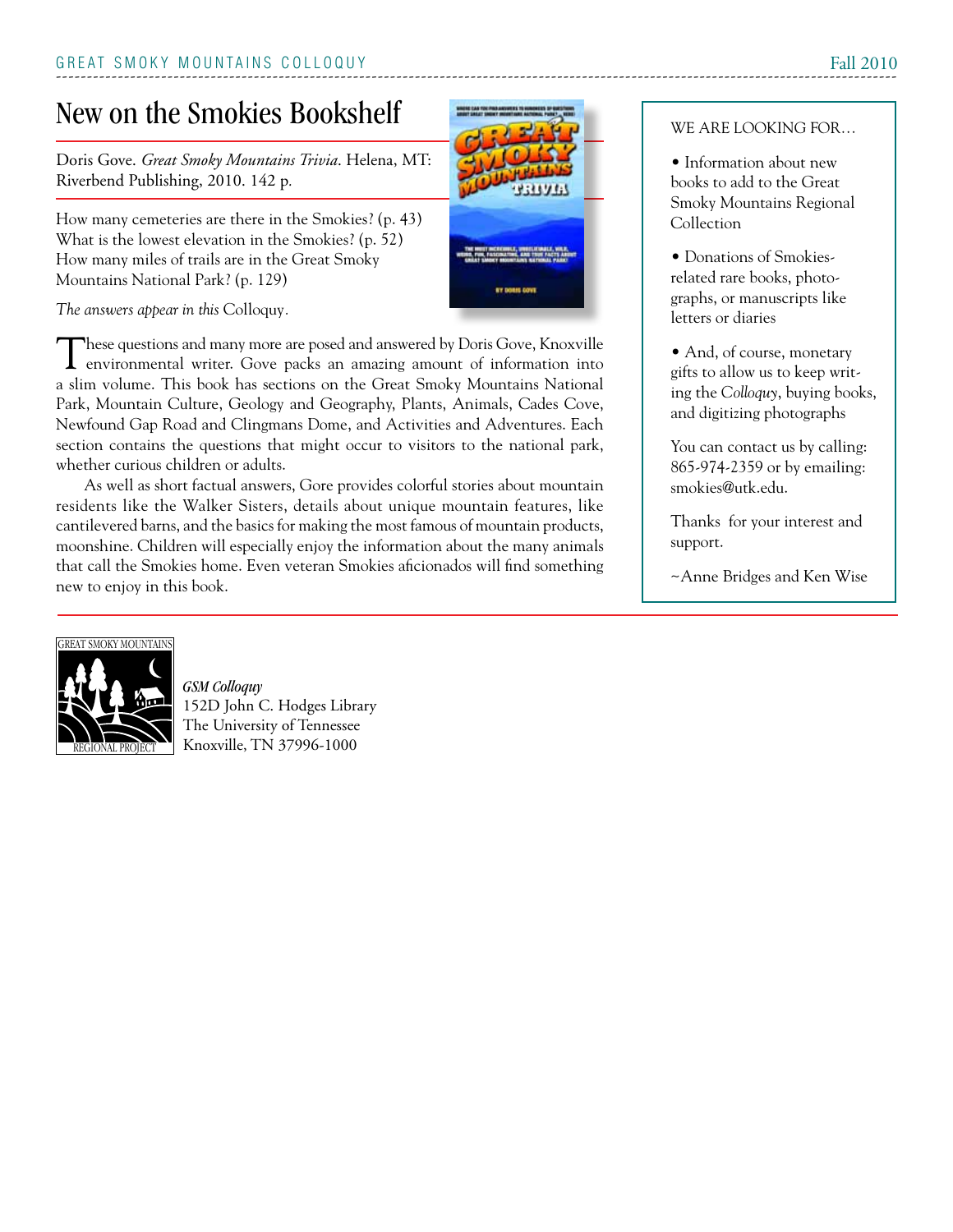# New on the Smokies Bookshelf

Doris Gove. *Great Smoky Mountains Trivia*. Helena, MT: Riverbend Publishing, 2010. 142 p.

How many cemeteries are there in the Smokies? (p. 43)
What is the lowest elevation in the Smokies? (p. 52)
How many miles of trails are in the Great Smoky Mountains National Park? (p. 129)

*The answers appear in this* Colloquy.

These questions and many more are posed and answered by Doris Gove, Knoxville environmental writer. Gove packs an amazing amount of information into a slim volume. This book has sections on the Great Smoky Mountains National Park, Mountain Culture, Geology and Geography, Plants, Animals, Cades Cove, Newfound Gap Road and Clingmans Dome, and Activities and Adventures. Each section contains the questions that might occur to visitors to the national park, whether curious children or adults.

As well as short factual answers, Gore provides colorful stories about mountain residents like the Walker Sisters, details about unique mountain features, like cantilevered barns, and the basics for making the most famous of mountain products, moonshine. Children will especially enjoy the information about the many animals that call the Smokies home. Even veteran Smokies aficionados will find something new to enjoy in this book.

WE ARE LOOKING FOR…

- Information about new books to add to the Great Smoky Mountains Regional Collection
- Donations of Smokies-related rare books, photographs, or manuscripts like letters or diaries
- And, of course, monetary gifts to allow us to keep writing the *Colloquy*, buying books, and digitizing photographs

You can contact us by calling: 865-974-2359 or by emailing: smokies@utk.edu.

Thanks for your interest and support.

~Anne Bridges and Ken Wise

GREAT SMOKY MOUNTAINS REGIONAL PROJECT

*GSM Colloquy*
152D John C. Hodges Library
The University of Tennessee
Knoxville, TN 37996-1000